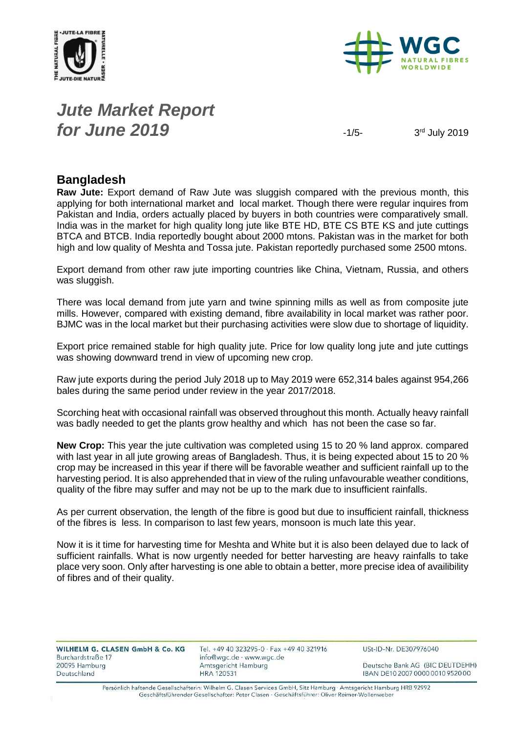# *Jute Market Report for June 2019*

3rd July 2019

## Bangladesh

**Raw Jute:** Export demand of Raw Jute was sluggish compared with the previous month, this applying for both international market and local market. Though there were regular inquires from Pakistan and India, orders actually placed by buyers in both countries were comparatively small. India was in the market for high quality long jute like BTE HD, BTE CS BTE KS and jute cuttings BTCA and BTCB. India reportedly bought about 2000 mtons. Pakistan was in the market for both high and low quality of Meshta and Tossa jute. Pakistan reportedly purchased some 2500 mtons.

Export demand from other raw jute importing countries like China, Vietnam, Russia, and others was sluggish.

There was local demand from jute yarn and twine spinning mills as well as from composite jute mills. However, compared with existing demand, fibre availability in local market was rather poor. BJMC was in the local market but their purchasing activities were slow due to shortage of liquidity.

Export price remained stable for high quality jute. Price for low quality long jute and jute cuttings was showing downward trend in view of upcoming new crop.

Raw jute exports during the period July 2018 up to May 2019 were 652,314 bales against 954,266 bales during the same period under review in the year 2017/2018.

Scorching heat with occasional rainfall was observed throughout this month. Actually heavy rainfall was badly needed to get the plants grow healthy and which has not been the case so far.

**New Crop:** This year the jute cultivation was completed using 15 to 20 % land approx. compared with last year in all jute growing areas of Bangladesh. Thus, it is being expected about 15 to 20 % crop may be increased in this year if there will be favorable weather and sufficient rainfall up to the harvesting period. It is also apprehended that in view of the ruling unfavourable weather conditions, quality of the fibre may suffer and may not be up to the mark due to insufficient rainfalls.

As per current observation, the length of the fibre is good but due to insufficient rainfall, thickness of the fibres is less. In comparison to last few years, monsoon is much late this year.

Now it is it time for harvesting time for Meshta and White but it is also been delayed due to lack of sufficient rainfalls. What is now urgently needed for better harvesting are heavy rainfalls to take place very soon. Only after harvesting is one able to obtain a better, more precise idea of availibility of fibres and of their quality.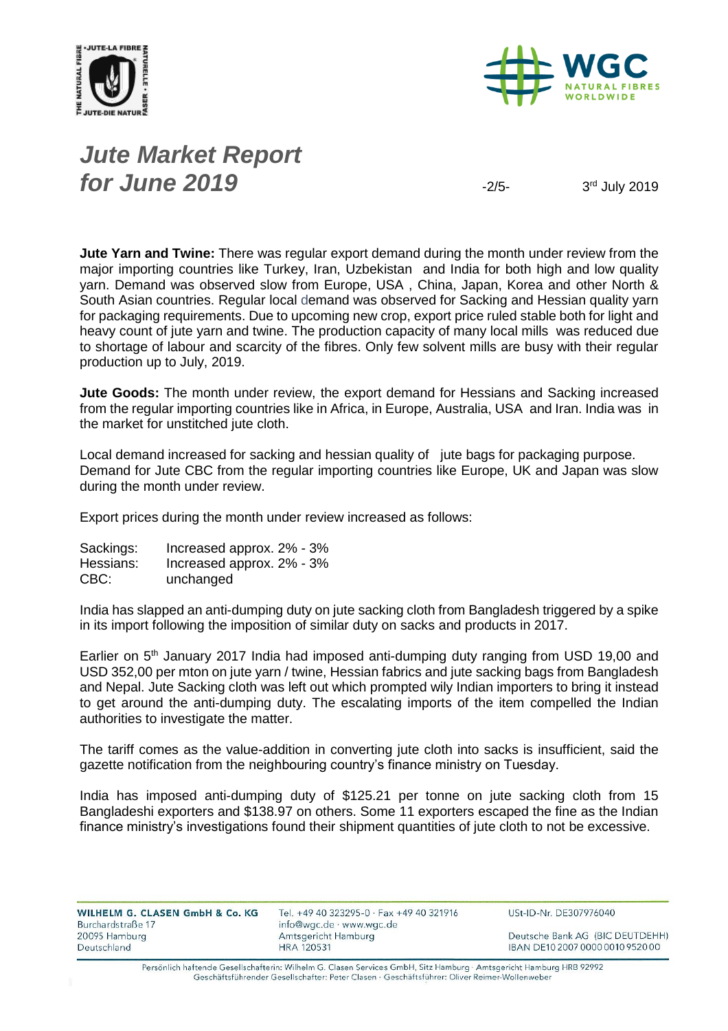# *Jute Market Report for June 2019*

3rd July 2019

**Jute Yarn and Twine:** There was regular export demand during the month under review from the major importing countries like Turkey, Iran, Uzbekistan and India for both high and low quality yarn. Demand was observed slow from Europe, USA , China, Japan, Korea and other North & South Asian countries. Regular local demand was observed for Sacking and Hessian quality yarn for packaging requirements. Due to upcoming new crop, export price ruled stable both for light and heavy count of jute yarn and twine. The production capacity of many local mills was reduced due to shortage of labour and scarcity of the fibres. Only few solvent mills are busy with their regular production up to July, 2019.

**Jute Goods:** The month under review, the export demand for Hessians and Sacking increased from the regular importing countries like in Africa, in Europe, Australia, USA and Iran. India was in the market for unstitched jute cloth.

Local demand increased for sacking and hessian quality of jute bags for packaging purpose. Demand for Jute CBC from the regular importing countries like Europe, UK and Japan was slow during the month under review.

Export prices during the month under review increased as follows:

| | |
|---|---|
| Sackings: | Increased approx. 2% - 3% |
| Hessians: | Increased approx. 2% - 3% |
| CBC: | unchanged |

India has slapped an anti-dumping duty on jute sacking cloth from Bangladesh triggered by a spike in its import following the imposition of similar duty on sacks and products in 2017.

Earlier on 5th January 2017 India had imposed anti-dumping duty ranging from USD 19,00 and USD 352,00 per mton on jute yarn / twine, Hessian fabrics and jute sacking bags from Bangladesh and Nepal. Jute Sacking cloth was left out which prompted wily Indian importers to bring it instead to get around the anti-dumping duty. The escalating imports of the item compelled the Indian authorities to investigate the matter.

The tariff comes as the value-addition in converting jute cloth into sacks is insufficient, said the gazette notification from the neighbouring country's finance ministry on Tuesday.

India has imposed anti-dumping duty of $125.21 per tonne on jute sacking cloth from 15 Bangladeshi exporters and $138.97 on others. Some 11 exporters escaped the fine as the Indian finance ministry's investigations found their shipment quantities of jute cloth to not be excessive.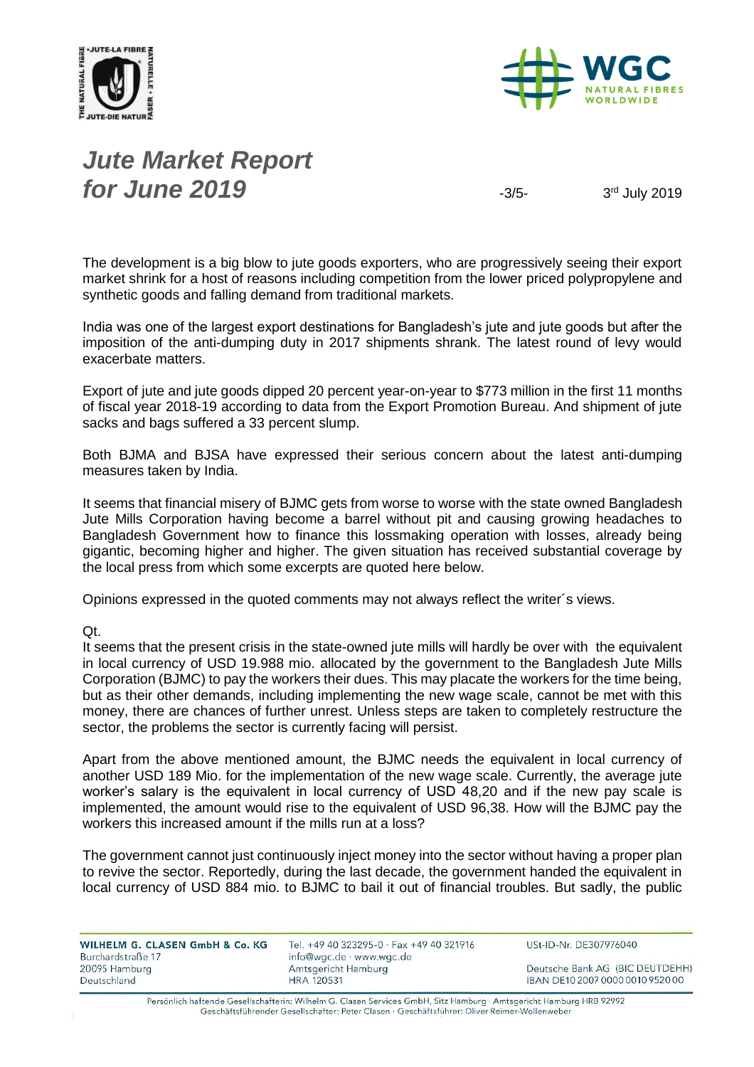The development is a big blow to jute goods exporters, who are progressively seeing their export market shrink for a host of reasons including competition from the lower priced polypropylene and synthetic goods and falling demand from traditional markets.

India was one of the largest export destinations for Bangladesh's jute and jute goods but after the imposition of the anti-dumping duty in 2017 shipments shrank. The latest round of levy would exacerbate matters.

Export of jute and jute goods dipped 20 percent year-on-year to $773 million in the first 11 months of fiscal year 2018-19 according to data from the Export Promotion Bureau. And shipment of jute sacks and bags suffered a 33 percent slump.

Both BJMA and BJSA have expressed their serious concern about the latest anti-dumping measures taken by India.

It seems that financial misery of BJMC gets from worse to worse with the state owned Bangladesh Jute Mills Corporation having become a barrel without pit and causing growing headaches to Bangladesh Government how to finance this lossmaking operation with losses, already being gigantic, becoming higher and higher. The given situation has received substantial coverage by the local press from which some excerpts are quoted here below.

Opinions expressed in the quoted comments may not always reflect the writer´s views.

Qt.
It seems that the present crisis in the state-owned jute mills will hardly be over with the equivalent in local currency of USD 19.988 mio. allocated by the government to the Bangladesh Jute Mills Corporation (BJMC) to pay the workers their dues. This may placate the workers for the time being, but as their other demands, including implementing the new wage scale, cannot be met with this money, there are chances of further unrest. Unless steps are taken to completely restructure the sector, the problems the sector is currently facing will persist.

Apart from the above mentioned amount, the BJMC needs the equivalent in local currency of another USD 189 Mio. for the implementation of the new wage scale. Currently, the average jute worker's salary is the equivalent in local currency of USD 48,20 and if the new pay scale is implemented, the amount would rise to the equivalent of USD 96,38. How will the BJMC pay the workers this increased amount if the mills run at a loss?

The government cannot just continuously inject money into the sector without having a proper plan to revive the sector. Reportedly, during the last decade, the government handed the equivalent in local currency of USD 884 mio. to BJMC to bail it out of financial troubles. But sadly, the public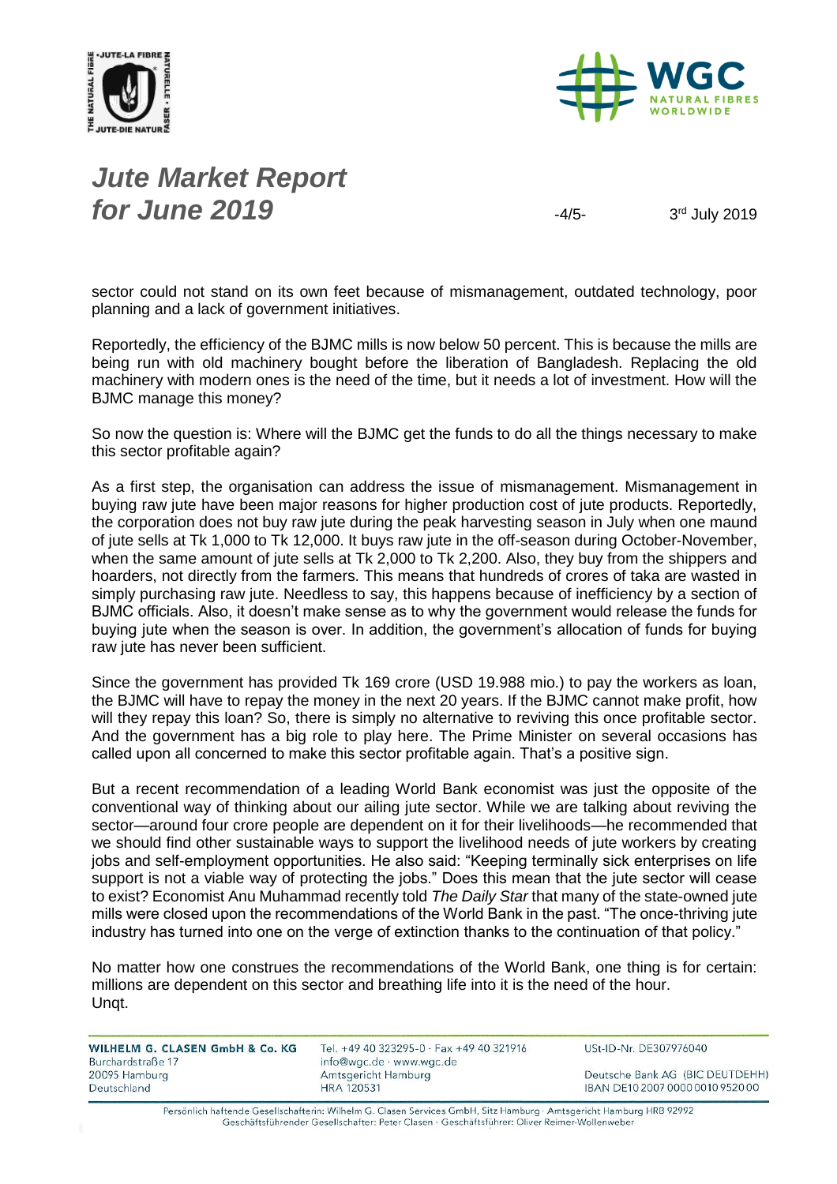sector could not stand on its own feet because of mismanagement, outdated technology, poor planning and a lack of government initiatives.

Reportedly, the efficiency of the BJMC mills is now below 50 percent. This is because the mills are being run with old machinery bought before the liberation of Bangladesh. Replacing the old machinery with modern ones is the need of the time, but it needs a lot of investment. How will the BJMC manage this money?

So now the question is: Where will the BJMC get the funds to do all the things necessary to make this sector profitable again?

As a first step, the organisation can address the issue of mismanagement. Mismanagement in buying raw jute have been major reasons for higher production cost of jute products. Reportedly, the corporation does not buy raw jute during the peak harvesting season in July when one maund of jute sells at Tk 1,000 to Tk 12,000. It buys raw jute in the off-season during October-November, when the same amount of jute sells at Tk 2,000 to Tk 2,200. Also, they buy from the shippers and hoarders, not directly from the farmers. This means that hundreds of crores of taka are wasted in simply purchasing raw jute. Needless to say, this happens because of inefficiency by a section of BJMC officials. Also, it doesn't make sense as to why the government would release the funds for buying jute when the season is over. In addition, the government's allocation of funds for buying raw jute has never been sufficient.

Since the government has provided Tk 169 crore (USD 19.988 mio.) to pay the workers as loan, the BJMC will have to repay the money in the next 20 years. If the BJMC cannot make profit, how will they repay this loan? So, there is simply no alternative to reviving this once profitable sector. And the government has a big role to play here. The Prime Minister on several occasions has called upon all concerned to make this sector profitable again. That's a positive sign.

But a recent recommendation of a leading World Bank economist was just the opposite of the conventional way of thinking about our ailing jute sector. While we are talking about reviving the sector—around four crore people are dependent on it for their livelihoods—he recommended that we should find other sustainable ways to support the livelihood needs of jute workers by creating jobs and self-employment opportunities. He also said: "Keeping terminally sick enterprises on life support is not a viable way of protecting the jobs." Does this mean that the jute sector will cease to exist? Economist Anu Muhammad recently told *The Daily Star* that many of the state-owned jute mills were closed upon the recommendations of the World Bank in the past. "The once-thriving jute industry has turned into one on the verge of extinction thanks to the continuation of that policy."

No matter how one construes the recommendations of the World Bank, one thing is for certain: millions are dependent on this sector and breathing life into it is the need of the hour.
Unqt.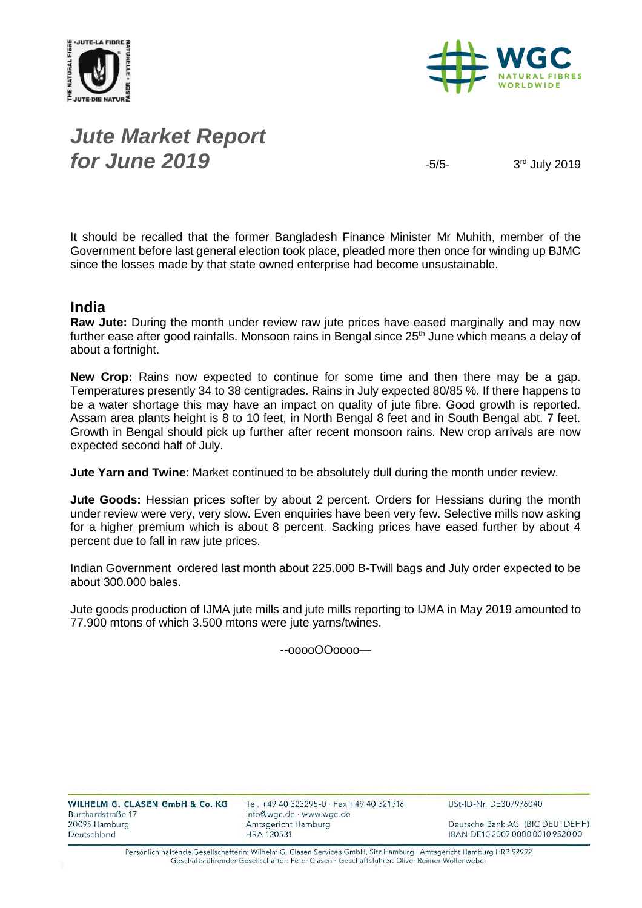It should be recalled that the former Bangladesh Finance Minister Mr Muhith, member of the Government before last general election took place, pleaded more then once for winding up BJMC since the losses made by that state owned enterprise had become unsustainable.

## India

**Raw Jute:** During the month under review raw jute prices have eased marginally and may now further ease after good rainfalls. Monsoon rains in Bengal since 25th June which means a delay of about a fortnight.

**New Crop:** Rains now expected to continue for some time and then there may be a gap. Temperatures presently 34 to 38 centigrades. Rains in July expected 80/85 %. If there happens to be a water shortage this may have an impact on quality of jute fibre. Good growth is reported. Assam area plants height is 8 to 10 feet, in North Bengal 8 feet and in South Bengal abt. 7 feet. Growth in Bengal should pick up further after recent monsoon rains. New crop arrivals are now expected second half of July.

**Jute Yarn and Twine**: Market continued to be absolutely dull during the month under review.

**Jute Goods:** Hessian prices softer by about 2 percent. Orders for Hessians during the month under review were very, very slow. Even enquiries have been very few. Selective mills now asking for a higher premium which is about 8 percent. Sacking prices have eased further by about 4 percent due to fall in raw jute prices.

Indian Government ordered last month about 225.000 B-Twill bags and July order expected to be about 300.000 bales.

Jute goods production of IJMA jute mills and jute mills reporting to IJMA in May 2019 amounted to 77.900 mtons of which 3.500 mtons were jute yarns/twines.

--ooooOOoooo—